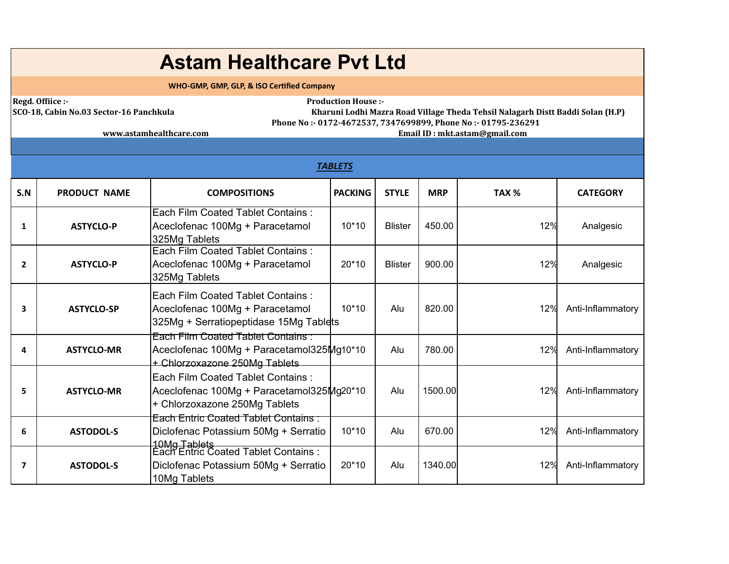# Astam Healthcare Pvt Ltd

**WHO-GMP, GMP, GLP, & ISO Certified Company**

**Regd. Offiice :-**
**SCO-18, Cabin No.03 Sector-16 Panchkula**

**Production House :-**
**Kharuni Lodhi Mazra Road Village Theda Tehsil Nalagarh Distt Baddi Solan (H.P)**
**Phone No :- 0172-4672537, 7347699899, Phone No :- 01795-236291**

**www.astamhealthcare.com**

**Email ID : mkt.astam@gmail.com**

## ***TABLETS***

| S.N | PRODUCT NAME | COMPOSITIONS | PACKING | STYLE | MRP | TAX % | CATEGORY |
|---|---|---|---|---|---|---|---|
| 1 | ASTYCLO-P | Each Film Coated Tablet Contains : Aceclofenac 100Mg + Paracetamol 325Mg Tablets | 10*10 | Blister | 450.00 | 12% | Analgesic |
| 2 | ASTYCLO-P | Each Film Coated Tablet Contains : Aceclofenac 100Mg + Paracetamol 325Mg Tablets | 20*10 | Blister | 900.00 | 12% | Analgesic |
| 3 | ASTYCLO-SP | Each Film Coated Tablet Contains : Aceclofenac 100Mg + Paracetamol 325Mg + Serratiopeptidase 15Mg Tablets | 10*10 | Alu | 820.00 | 12% | Anti-Inflammatory |
| 4 | ASTYCLO-MR | Each Film Coated Tablet Contains : Aceclofenac 100Mg + Paracetamol325Mg + Chlorzoxazone 250Mg Tablets | 10*10 | Alu | 780.00 | 12% | Anti-Inflammatory |
| 5 | ASTYCLO-MR | Each Film Coated Tablet Contains : Aceclofenac 100Mg + Paracetamol325Mg + Chlorzoxazone 250Mg Tablets | 20*10 | Alu | 1500.00 | 12% | Anti-Inflammatory |
| 6 | ASTODOL-S | Each Entric Coated Tablet Contains : Diclofenac Potassium 50Mg + Serratio 10Mg Tablets | 10*10 | Alu | 670.00 | 12% | Anti-Inflammatory |
| 7 | ASTODOL-S | Each Entric Coated Tablet Contains : Diclofenac Potassium 50Mg + Serratio 10Mg Tablets | 20*10 | Alu | 1340.00 | 12% | Anti-Inflammatory |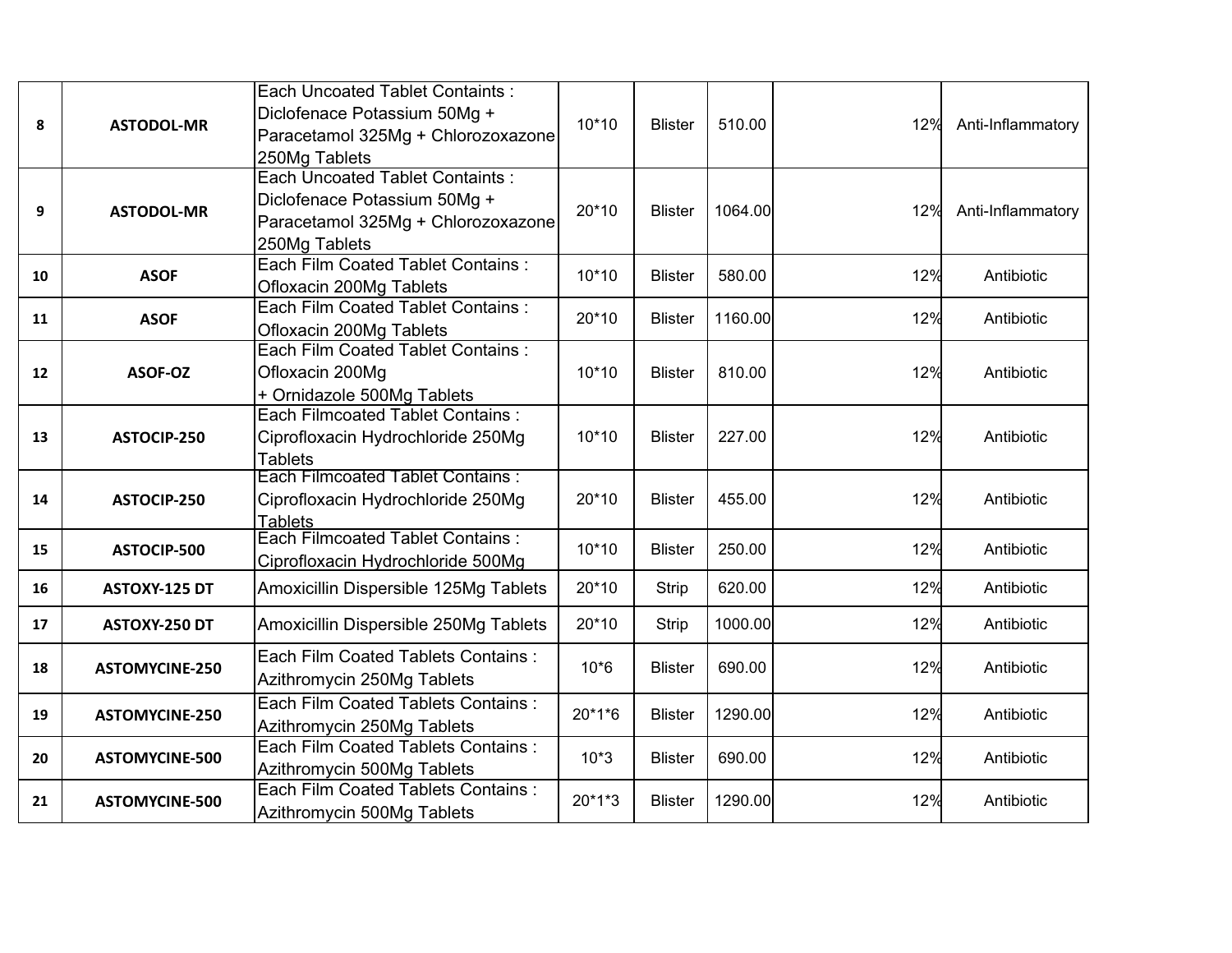| | | | | | | | |
|---|---|---|---|---|---|---|---|
| **8** | **ASTODOL-MR** | Each Uncoated Tablet Containts : Diclofenace Potassium 50Mg + Paracetamol 325Mg + Chlorozoxazone 250Mg Tablets | 10*10 | Blister | 510.00 | 12% | Anti-Inflammatory |
| **9** | **ASTODOL-MR** | Each Uncoated Tablet Containts : Diclofenace Potassium 50Mg + Paracetamol 325Mg + Chlorozoxazone 250Mg Tablets | 20*10 | Blister | 1064.00 | 12% | Anti-Inflammatory |
| **10** | **ASOF** | Each Film Coated Tablet Contains : Ofloxacin 200Mg Tablets | 10*10 | Blister | 580.00 | 12% | Antibiotic |
| **11** | **ASOF** | Each Film Coated Tablet Contains : Ofloxacin 200Mg Tablets | 20*10 | Blister | 1160.00 | 12% | Antibiotic |
| **12** | **ASOF-OZ** | Each Film Coated Tablet Contains : Ofloxacin 200Mg + Ornidazole 500Mg Tablets | 10*10 | Blister | 810.00 | 12% | Antibiotic |
| **13** | **ASTOCIP-250** | Each Filmcoated Tablet Contains : Ciprofloxacin Hydrochloride 250Mg Tablets | 10*10 | Blister | 227.00 | 12% | Antibiotic |
| **14** | **ASTOCIP-250** | Each Filmcoated Tablet Contains : Ciprofloxacin Hydrochloride 250Mg Tablets | 20*10 | Blister | 455.00 | 12% | Antibiotic |
| **15** | **ASTOCIP-500** | Each Filmcoated Tablet Contains : Ciprofloxacin Hydrochloride 500Mg | 10*10 | Blister | 250.00 | 12% | Antibiotic |
| **16** | **ASTOXY-125 DT** | Amoxicillin Dispersible 125Mg Tablets | 20*10 | Strip | 620.00 | 12% | Antibiotic |
| **17** | **ASTOXY-250 DT** | Amoxicillin Dispersible 250Mg Tablets | 20*10 | Strip | 1000.00 | 12% | Antibiotic |
| **18** | **ASTOMYCINE-250** | Each Film Coated Tablets Contains : Azithromycin 250Mg Tablets | 10*6 | Blister | 690.00 | 12% | Antibiotic |
| **19** | **ASTOMYCINE-250** | Each Film Coated Tablets Contains : Azithromycin 250Mg Tablets | 20*1*6 | Blister | 1290.00 | 12% | Antibiotic |
| **20** | **ASTOMYCINE-500** | Each Film Coated Tablets Contains : Azithromycin 500Mg Tablets | 10*3 | Blister | 690.00 | 12% | Antibiotic |
| **21** | **ASTOMYCINE-500** | Each Film Coated Tablets Contains : Azithromycin 500Mg Tablets | 20*1*3 | Blister | 1290.00 | 12% | Antibiotic |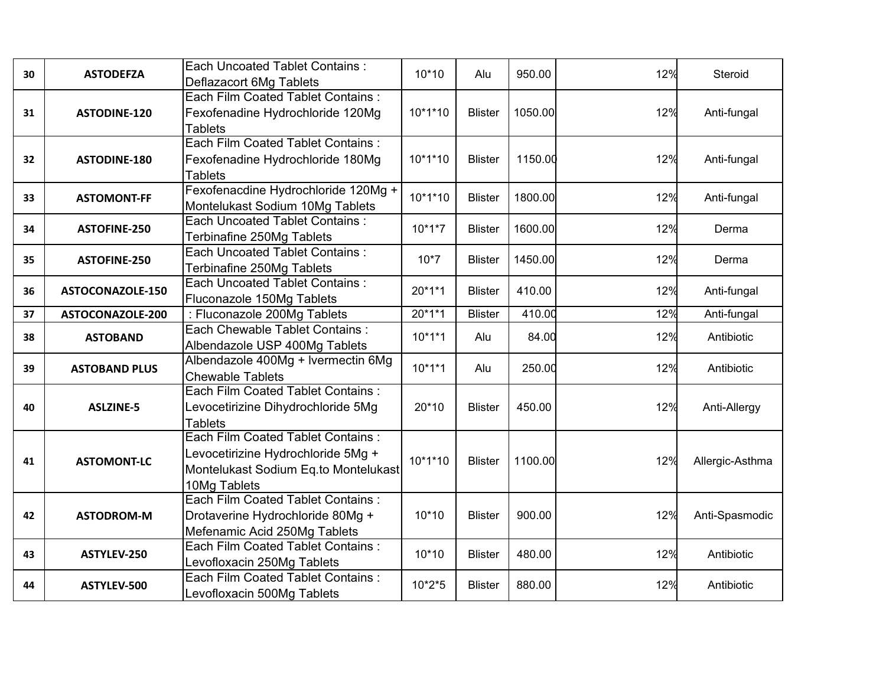| 30 | ASTODEFZA | Each Uncoated Tablet Contains : Deflazacort 6Mg Tablets | 10*10 | Alu | 950.00 | 12% | Steroid |
|---|---|---|---|---|---|---|---|
| 31 | ASTODINE-120 | Each Film Coated Tablet Contains : Fexofenadine Hydrochloride 120Mg Tablets | 10*1*10 | Blister | 1050.00 | 12% | Anti-fungal |
| 32 | ASTODINE-180 | Each Film Coated Tablet Contains : Fexofenadine Hydrochloride 180Mg Tablets | 10*1*10 | Blister | 1150.00 | 12% | Anti-fungal |
| 33 | ASTOMONT-FF | Fexofenacdine Hydrochloride 120Mg + Montelukast Sodium 10Mg Tablets | 10*1*10 | Blister | 1800.00 | 12% | Anti-fungal |
| 34 | ASTOFINE-250 | Each Uncoated Tablet Contains : Terbinafine 250Mg Tablets | 10*1*7 | Blister | 1600.00 | 12% | Derma |
| 35 | ASTOFINE-250 | Each Uncoated Tablet Contains : Terbinafine 250Mg Tablets | 10*7 | Blister | 1450.00 | 12% | Derma |
| 36 | ASTOCONAZOLE-150 | Each Uncoated Tablet Contains : Fluconazole 150Mg Tablets | 20*1*1 | Blister | 410.00 | 12% | Anti-fungal |
| 37 | ASTOCONAZOLE-200 | : Fluconazole 200Mg Tablets | 20*1*1 | Blister | 410.00 | 12% | Anti-fungal |
| 38 | ASTOBAND | Each Chewable Tablet Contains : Albendazole USP 400Mg Tablets | 10*1*1 | Alu | 84.00 | 12% | Antibiotic |
| 39 | ASTOBAND PLUS | Albendazole 400Mg + Ivermectin 6Mg Chewable Tablets | 10*1*1 | Alu | 250.00 | 12% | Antibiotic |
| 40 | ASLZINE-5 | Each Film Coated Tablet Contains : Levocetirizine Dihydrochloride 5Mg Tablets | 20*10 | Blister | 450.00 | 12% | Anti-Allergy |
| 41 | ASTOMONT-LC | Each Film Coated Tablet Contains : Levocetirizine Hydrochloride 5Mg + Montelukast Sodium Eq.to Montelukast 10Mg Tablets | 10*1*10 | Blister | 1100.00 | 12% | Allergic-Asthma |
| 42 | ASTODROM-M | Each Film Coated Tablet Contains : Drotaverine Hydrochloride 80Mg + Mefenamic Acid 250Mg Tablets | 10*10 | Blister | 900.00 | 12% | Anti-Spasmodic |
| 43 | ASTYLEV-250 | Each Film Coated Tablet Contains : Levofloxacin 250Mg Tablets | 10*10 | Blister | 480.00 | 12% | Antibiotic |
| 44 | ASTYLEV-500 | Each Film Coated Tablet Contains : Levofloxacin 500Mg Tablets | 10*2*5 | Blister | 880.00 | 12% | Antibiotic |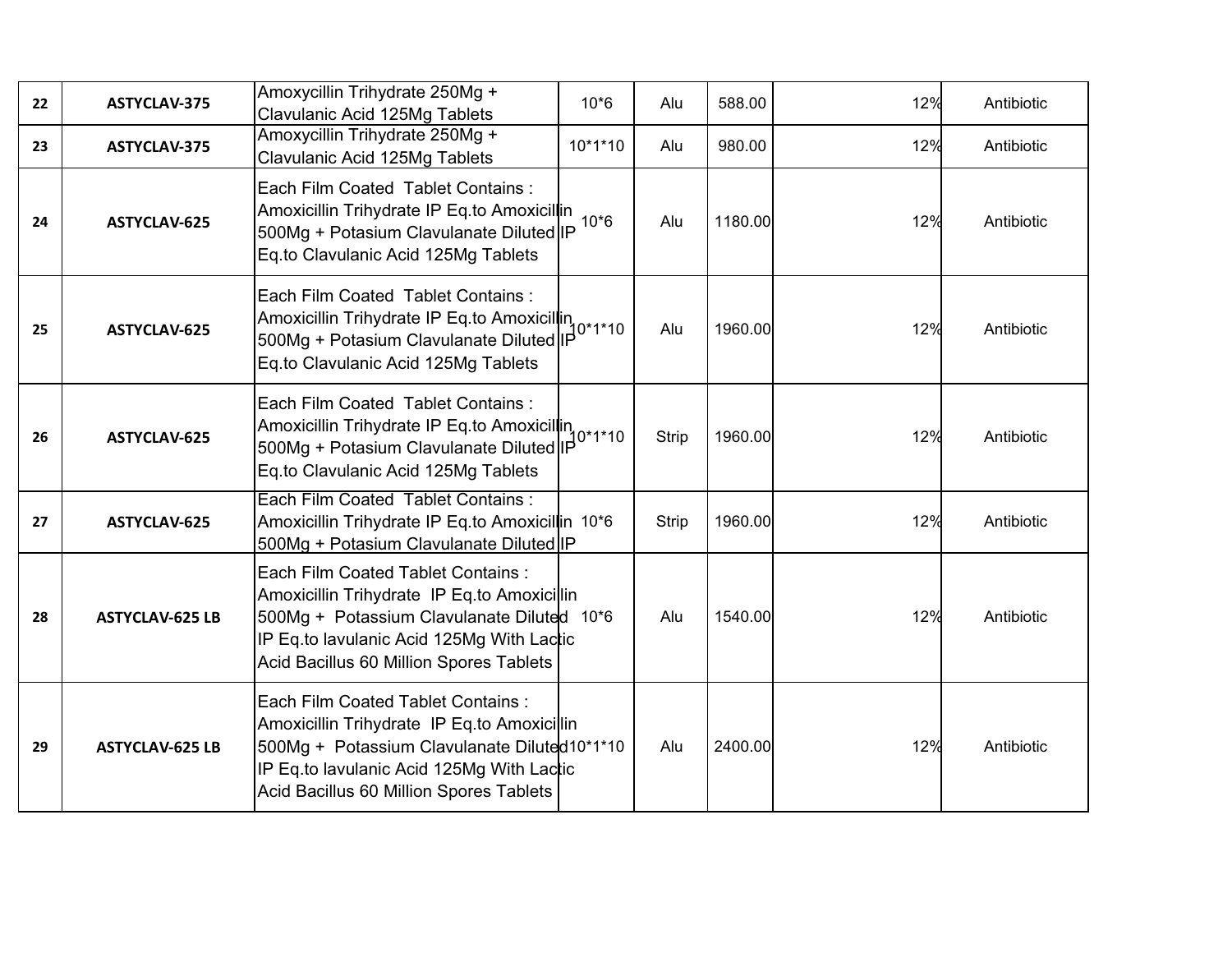| 22 | ASTYCLAV-375 | Amoxycillin Trihydrate 250Mg + Clavulanic Acid 125Mg Tablets | 10*6 | Alu | 588.00 | 12% | Antibiotic |
|---|---|---|---|---|---|---|---|
| 23 | ASTYCLAV-375 | Amoxycillin Trihydrate 250Mg + Clavulanic Acid 125Mg Tablets | 10*1*10 | Alu | 980.00 | 12% | Antibiotic |
| 24 | ASTYCLAV-625 | Each Film Coated Tablet Contains : Amoxicillin Trihydrate IP Eq.to Amoxicillin 500Mg + Potasium Clavulanate Diluted IP Eq.to Clavulanic Acid 125Mg Tablets | 10*6 | Alu | 1180.00 | 12% | Antibiotic |
| 25 | ASTYCLAV-625 | Each Film Coated Tablet Contains : Amoxicillin Trihydrate IP Eq.to Amoxicillin 500Mg + Potasium Clavulanate Diluted IP Eq.to Clavulanic Acid 125Mg Tablets | 10*1*10 | Alu | 1960.00 | 12% | Antibiotic |
| 26 | ASTYCLAV-625 | Each Film Coated Tablet Contains : Amoxicillin Trihydrate IP Eq.to Amoxicillin 500Mg + Potasium Clavulanate Diluted IP Eq.to Clavulanic Acid 125Mg Tablets | 10*1*10 | Strip | 1960.00 | 12% | Antibiotic |
| 27 | ASTYCLAV-625 | Each Film Coated Tablet Contains : Amoxicillin Trihydrate IP Eq.to Amoxicillin 500Mg + Potasium Clavulanate Diluted IP | 10*6 | Strip | 1960.00 | 12% | Antibiotic |
| 28 | ASTYCLAV-625 LB | Each Film Coated Tablet Contains : Amoxicillin Trihydrate IP Eq.to Amoxicillin 500Mg + Potassium Clavulanate Diluted IP Eq.to lavulanic Acid 125Mg With Lactic Acid Bacillus 60 Million Spores Tablets | 10*6 | Alu | 1540.00 | 12% | Antibiotic |
| 29 | ASTYCLAV-625 LB | Each Film Coated Tablet Contains : Amoxicillin Trihydrate IP Eq.to Amoxicillin 500Mg + Potassium Clavulanate Diluted IP Eq.to lavulanic Acid 125Mg With Lactic Acid Bacillus 60 Million Spores Tablets | 10*1*10 | Alu | 2400.00 | 12% | Antibiotic |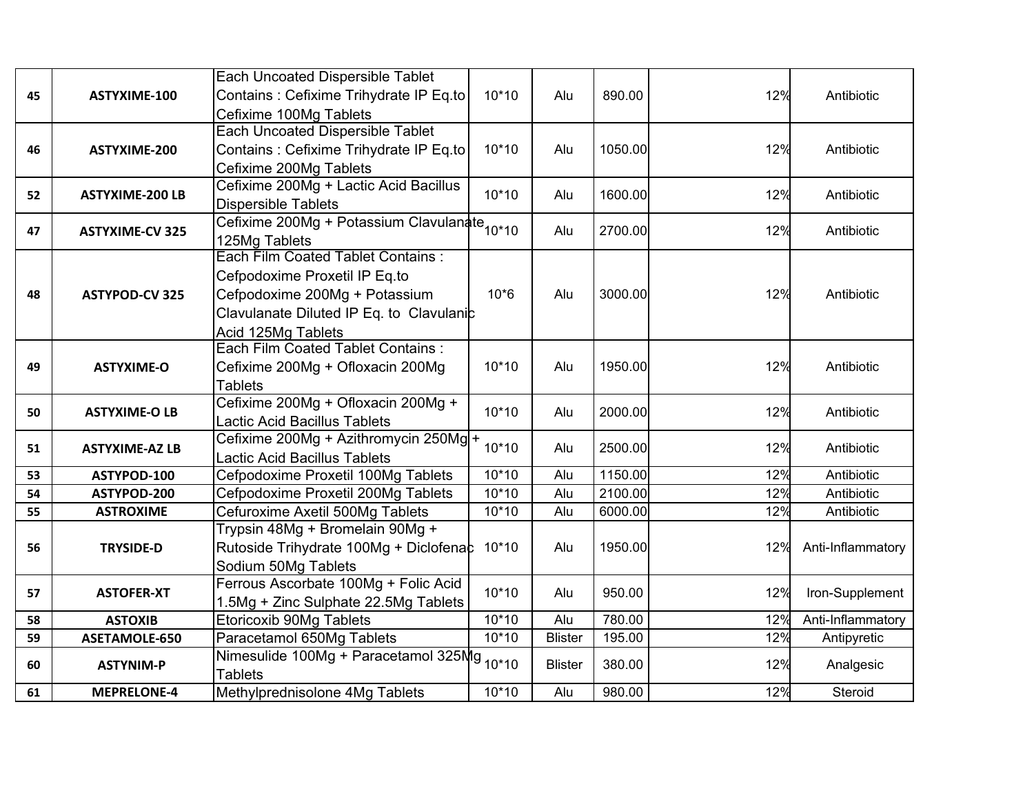| | | | | | | | |
|---|---|---|---|---|---|---|---|
| 45 | **ASTYXIME-100** | Each Uncoated Dispersible Tablet Contains : Cefixime Trihydrate IP Eq.to Cefixime 100Mg Tablets | 10*10 | Alu | 890.00 | 12% | Antibiotic |
| 46 | **ASTYXIME-200** | Each Uncoated Dispersible Tablet Contains : Cefixime Trihydrate IP Eq.to Cefixime 200Mg Tablets | 10*10 | Alu | 1050.00 | 12% | Antibiotic |
| 52 | **ASTYXIME-200 LB** | Cefixime 200Mg + Lactic Acid Bacillus Dispersible Tablets | 10*10 | Alu | 1600.00 | 12% | Antibiotic |
| 47 | **ASTYXIME-CV 325** | Cefixime 200Mg + Potassium Clavulanate 125Mg Tablets | 10*10 | Alu | 2700.00 | 12% | Antibiotic |
| 48 | **ASTYPOD-CV 325** | Each Film Coated Tablet Contains : Cefpodoxime Proxetil IP Eq.to Cefpodoxime 200Mg + Potassium Clavulanate Diluted IP Eq. to Clavulanic Acid 125Mg Tablets | 10*6 | Alu | 3000.00 | 12% | Antibiotic |
| 49 | **ASTYXIME-O** | Each Film Coated Tablet Contains : Cefixime 200Mg + Ofloxacin 200Mg Tablets | 10*10 | Alu | 1950.00 | 12% | Antibiotic |
| 50 | **ASTYXIME-O LB** | Cefixime 200Mg + Ofloxacin 200Mg + Lactic Acid Bacillus Tablets | 10*10 | Alu | 2000.00 | 12% | Antibiotic |
| 51 | **ASTYXIME-AZ LB** | Cefixime 200Mg + Azithromycin 250Mg + Lactic Acid Bacillus Tablets | 10*10 | Alu | 2500.00 | 12% | Antibiotic |
| 53 | **ASTYPOD-100** | Cefpodoxime Proxetil 100Mg Tablets | 10*10 | Alu | 1150.00 | 12% | Antibiotic |
| 54 | **ASTYPOD-200** | Cefpodoxime Proxetil 200Mg Tablets | 10*10 | Alu | 2100.00 | 12% | Antibiotic |
| 55 | **ASTROXIME** | Cefuroxime Axetil 500Mg Tablets | 10*10 | Alu | 6000.00 | 12% | Antibiotic |
| 56 | **TRYSIDE-D** | Trypsin 48Mg + Bromelain 90Mg + Rutoside Trihydrate 100Mg + Diclofenac Sodium 50Mg Tablets | 10*10 | Alu | 1950.00 | 12% | Anti-Inflammatory |
| 57 | **ASTOFER-XT** | Ferrous Ascorbate 100Mg + Folic Acid 1.5Mg + Zinc Sulphate 22.5Mg Tablets | 10*10 | Alu | 950.00 | 12% | Iron-Supplement |
| 58 | **ASTOXIB** | Etoricoxib 90Mg Tablets | 10*10 | Alu | 780.00 | 12% | Anti-Inflammatory |
| 59 | **ASETAMOLE-650** | Paracetamol 650Mg Tablets | 10*10 | Blister | 195.00 | 12% | Antipyretic |
| 60 | **ASTYNIM-P** | Nimesulide 100Mg + Paracetamol 325Mg Tablets | 10*10 | Blister | 380.00 | 12% | Analgesic |
| 61 | **MEPRELONE-4** | Methylprednisolone 4Mg Tablets | 10*10 | Alu | 980.00 | 12% | Steroid |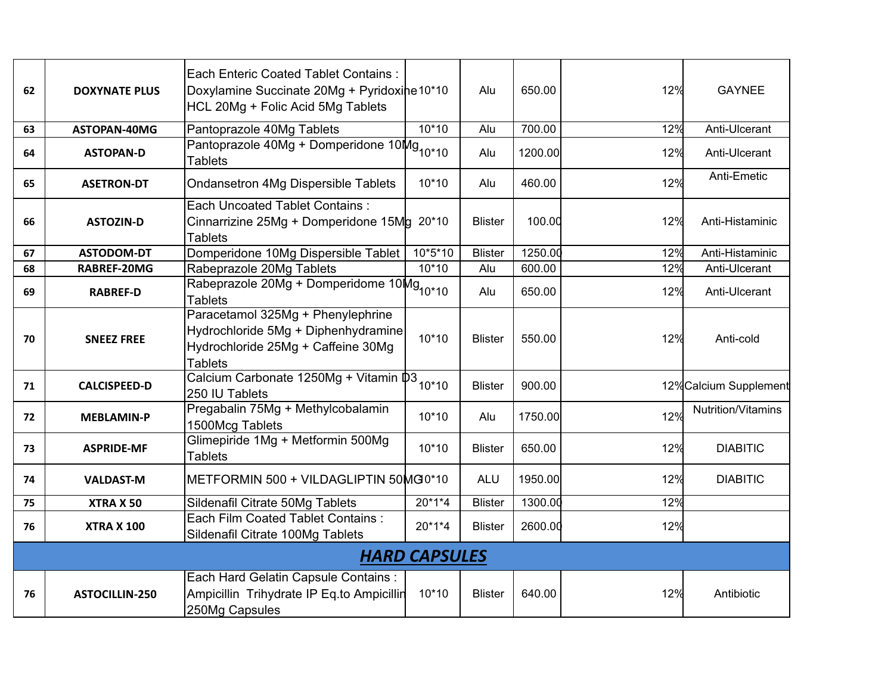| | | | | | | | |
|---|---|---|---|---|---|---|---|
| 62 | **DOXYNATE PLUS** | Each Enteric Coated Tablet Contains : Doxylamine Succinate 20Mg + Pyridoxine HCL 20Mg + Folic Acid 5Mg Tablets | 10*10 | Alu | 650.00 | 12% | GAYNEE |
| 63 | **ASTOPAN-40MG** | Pantoprazole 40Mg Tablets | 10*10 | Alu | 700.00 | 12% | Anti-Ulcerant |
| 64 | **ASTOPAN-D** | Pantoprazole 40Mg + Domperidone 10Mg Tablets | 10*10 | Alu | 1200.00 | 12% | Anti-Ulcerant |
| 65 | **ASETRON-DT** | Ondansetron 4Mg Dispersible Tablets | 10*10 | Alu | 460.00 | 12% | Anti-Emetic |
| 66 | **ASTOZIN-D** | Each Uncoated Tablet Contains : Cinnarrizine 25Mg + Domperidone 15Mg Tablets | 20*10 | Blister | 100.00 | 12% | Anti-Histaminic |
| 67 | **ASTODOM-DT** | Domperidone 10Mg Dispersible Tablet | 10*5*10 | Blister | 1250.00 | 12% | Anti-Histaminic |
| 68 | **RABREF-20MG** | Rabeprazole 20Mg Tablets | 10*10 | Alu | 600.00 | 12% | Anti-Ulcerant |
| 69 | **RABREF-D** | Rabeprazole 20Mg + Domperidome 10Mg Tablets | 10*10 | Alu | 650.00 | 12% | Anti-Ulcerant |
| 70 | **SNEEZ FREE** | Paracetamol 325Mg + Phenylephrine Hydrochloride 5Mg + Diphenhydramine Hydrochloride 25Mg + Caffeine 30Mg Tablets | 10*10 | Blister | 550.00 | 12% | Anti-cold |
| 71 | **CALCISPEED-D** | Calcium Carbonate 1250Mg + Vitamin D3 250 IU Tablets | 10*10 | Blister | 900.00 | 12% | Calcium Supplement |
| 72 | **MEBLAMIN-P** | Pregabalin 75Mg + Methylcobalamin 1500Mcg Tablets | 10*10 | Alu | 1750.00 | 12% | Nutrition/Vitamins |
| 73 | **ASPRIDE-MF** | Glimepiride 1Mg + Metformin 500Mg Tablets | 10*10 | Blister | 650.00 | 12% | DIABITIC |
| 74 | **VALDAST-M** | METFORMIN 500 + VILDAGLIPTIN 50MG | 10*10 | ALU | 1950.00 | 12% | DIABITIC |
| 75 | **XTRA X 50** | Sildenafil Citrate 50Mg Tablets | 20*1*4 | Blister | 1300.00 | 12% | |
| 76 | **XTRA X 100** | Each Film Coated Tablet Contains : Sildenafil Citrate 100Mg Tablets | 20*1*4 | Blister | 2600.00 | 12% | |
| | | ***HARD CAPSULES*** | | | | | |
| 76 | **ASTOCILLIN-250** | Each Hard Gelatin Capsule Contains : Ampicillin Trihydrate IP Eq.to Ampicillin 250Mg Capsules | 10*10 | Blister | 640.00 | 12% | Antibiotic |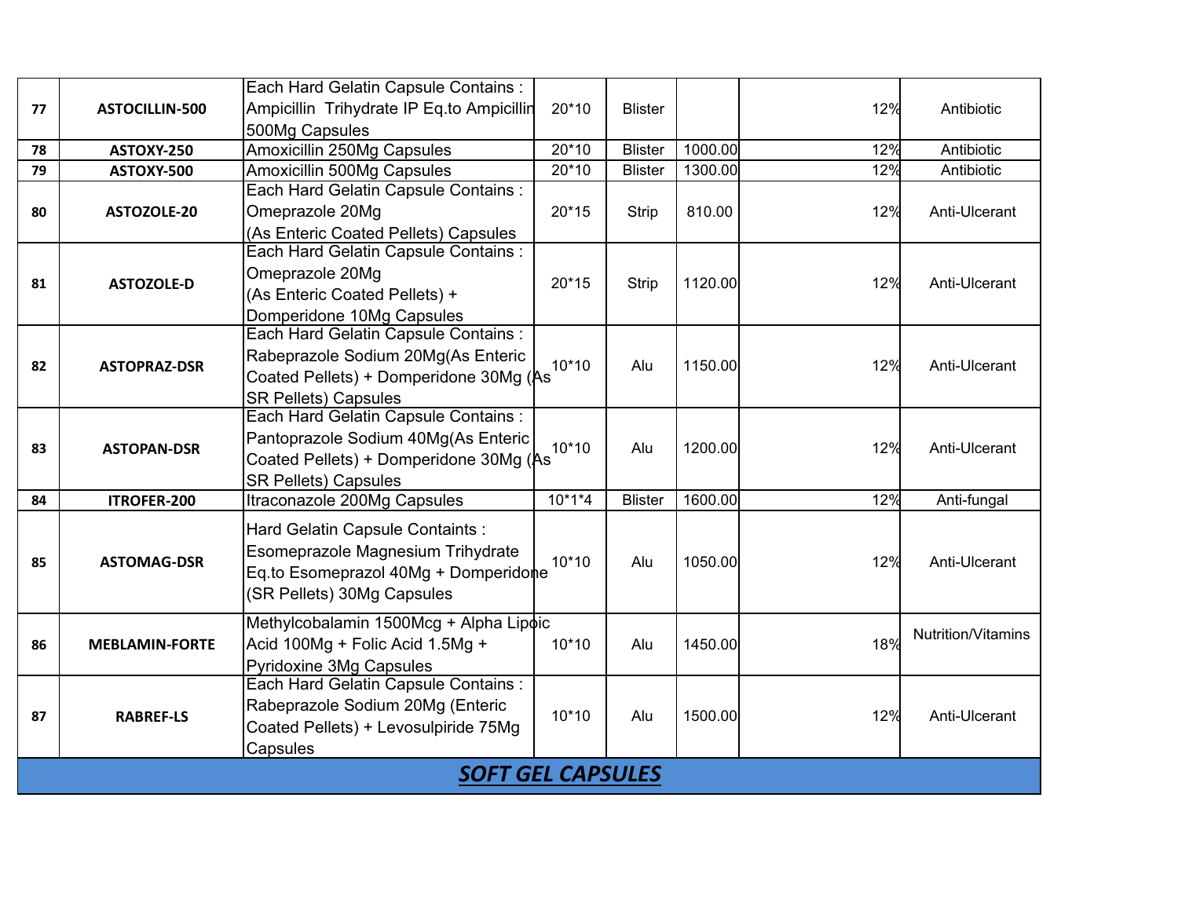| | | | | | | | |
|---|---|---|---|---|---|---|---|
| 77 | **ASTOCILLIN-500** | Each Hard Gelatin Capsule Contains : Ampicillin Trihydrate IP Eq.to Ampicillin 500Mg Capsules | 20*10 | Blister | | 12% | Antibiotic |
| 78 | **ASTOXY-250** | Amoxicillin 250Mg Capsules | 20*10 | Blister | 1000.00 | 12% | Antibiotic |
| 79 | **ASTOXY-500** | Amoxicillin 500Mg Capsules | 20*10 | Blister | 1300.00 | 12% | Antibiotic |
| 80 | **ASTOZOLE-20** | Each Hard Gelatin Capsule Contains : Omeprazole 20Mg (As Enteric Coated Pellets) Capsules | 20*15 | Strip | 810.00 | 12% | Anti-Ulcerant |
| 81 | **ASTOZOLE-D** | Each Hard Gelatin Capsule Contains : Omeprazole 20Mg (As Enteric Coated Pellets) + Domperidone 10Mg Capsules | 20*15 | Strip | 1120.00 | 12% | Anti-Ulcerant |
| 82 | **ASTOPRAZ-DSR** | Each Hard Gelatin Capsule Contains : Rabeprazole Sodium 20Mg(As Enteric Coated Pellets) + Domperidone 30Mg (As SR Pellets) Capsules | 10*10 | Alu | 1150.00 | 12% | Anti-Ulcerant |
| 83 | **ASTOPAN-DSR** | Each Hard Gelatin Capsule Contains : Pantoprazole Sodium 40Mg(As Enteric Coated Pellets) + Domperidone 30Mg (As SR Pellets) Capsules | 10*10 | Alu | 1200.00 | 12% | Anti-Ulcerant |
| 84 | **ITROFER-200** | Itraconazole 200Mg Capsules | 10*1*4 | Blister | 1600.00 | 12% | Anti-fungal |
| 85 | **ASTOMAG-DSR** | Hard Gelatin Capsule Containts : Esomeprazole Magnesium Trihydrate Eq.to Esomeprazol 40Mg + Domperidone (SR Pellets) 30Mg Capsules | 10*10 | Alu | 1050.00 | 12% | Anti-Ulcerant |
| 86 | **MEBLAMIN-FORTE** | Methylcobalamin 1500Mcg + Alpha Lipoic Acid 100Mg + Folic Acid 1.5Mg + Pyridoxine 3Mg Capsules | 10*10 | Alu | 1450.00 | 18% | Nutrition/Vitamins |
| 87 | **RABREF-LS** | Each Hard Gelatin Capsule Contains : Rabeprazole Sodium 20Mg (Enteric Coated Pellets) + Levosulpiride 75Mg Capsules | 10*10 | Alu | 1500.00 | 12% | Anti-Ulcerant |

## ***SOFT GEL CAPSULES***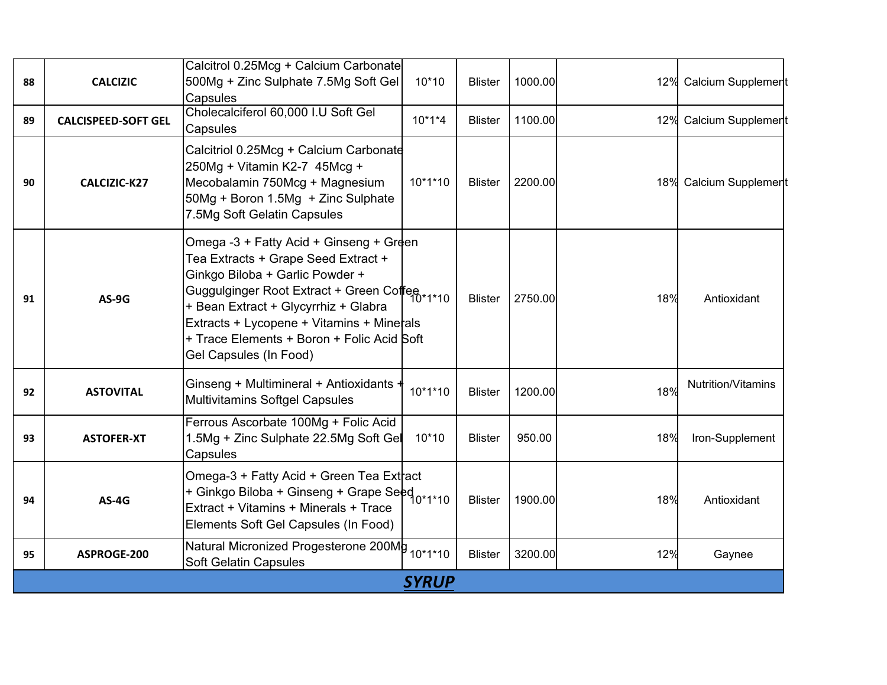| | | | | | | | |
|---|---|---|---|---|---|---|---|
| 88 | CALCIZIC | Calcitrol 0.25Mcg + Calcium Carbonate 500Mg + Zinc Sulphate 7.5Mg Soft Gel Capsules | 10*10 | Blister | 1000.00 | 12% | Calcium Supplement |
| 89 | CALCISPEED-SOFT GEL | Cholecalciferol 60,000 I.U Soft Gel Capsules | 10*1*4 | Blister | 1100.00 | 12% | Calcium Supplement |
| 90 | CALCIZIC-K27 | Calcitriol 0.25Mcg + Calcium Carbonate 250Mg + Vitamin K2-7 45Mcg + Mecobalamin 750Mcg + Magnesium 50Mg + Boron 1.5Mg + Zinc Sulphate 7.5Mg Soft Gelatin Capsules | 10*1*10 | Blister | 2200.00 | 18% | Calcium Supplement |
| 91 | AS-9G | Omega -3 + Fatty Acid + Ginseng + Green Tea Extracts + Grape Seed Extract + Ginkgo Biloba + Garlic Powder + Guggulginger Root Extract + Green Coffee + Bean Extract + Glycyrrhiz + Glabra Extracts + Lycopene + Vitamins + Minerals + Trace Elements + Boron + Folic Acid Soft Gel Capsules (In Food) | 10*1*10 | Blister | 2750.00 | 18% | Antioxidant |
| 92 | ASTOVITAL | Ginseng + Multimineral + Antioxidants + Multivitamins Softgel Capsules | 10*1*10 | Blister | 1200.00 | 18% | Nutrition/Vitamins |
| 93 | ASTOFER-XT | Ferrous Ascorbate 100Mg + Folic Acid 1.5Mg + Zinc Sulphate 22.5Mg Soft Gel Capsules | 10*10 | Blister | 950.00 | 18% | Iron-Supplement |
| 94 | AS-4G | Omega-3 + Fatty Acid + Green Tea Extract + Ginkgo Biloba + Ginseng + Grape Seed Extract + Vitamins + Minerals + Trace Elements Soft Gel Capsules (In Food) | 10*1*10 | Blister | 1900.00 | 18% | Antioxidant |
| 95 | ASPROGE-200 | Natural Micronized Progesterone 200Mg Soft Gelatin Capsules | 10*1*10 | Blister | 3200.00 | 12% | Gaynee |
| | | ***SYRUP*** | | | | | |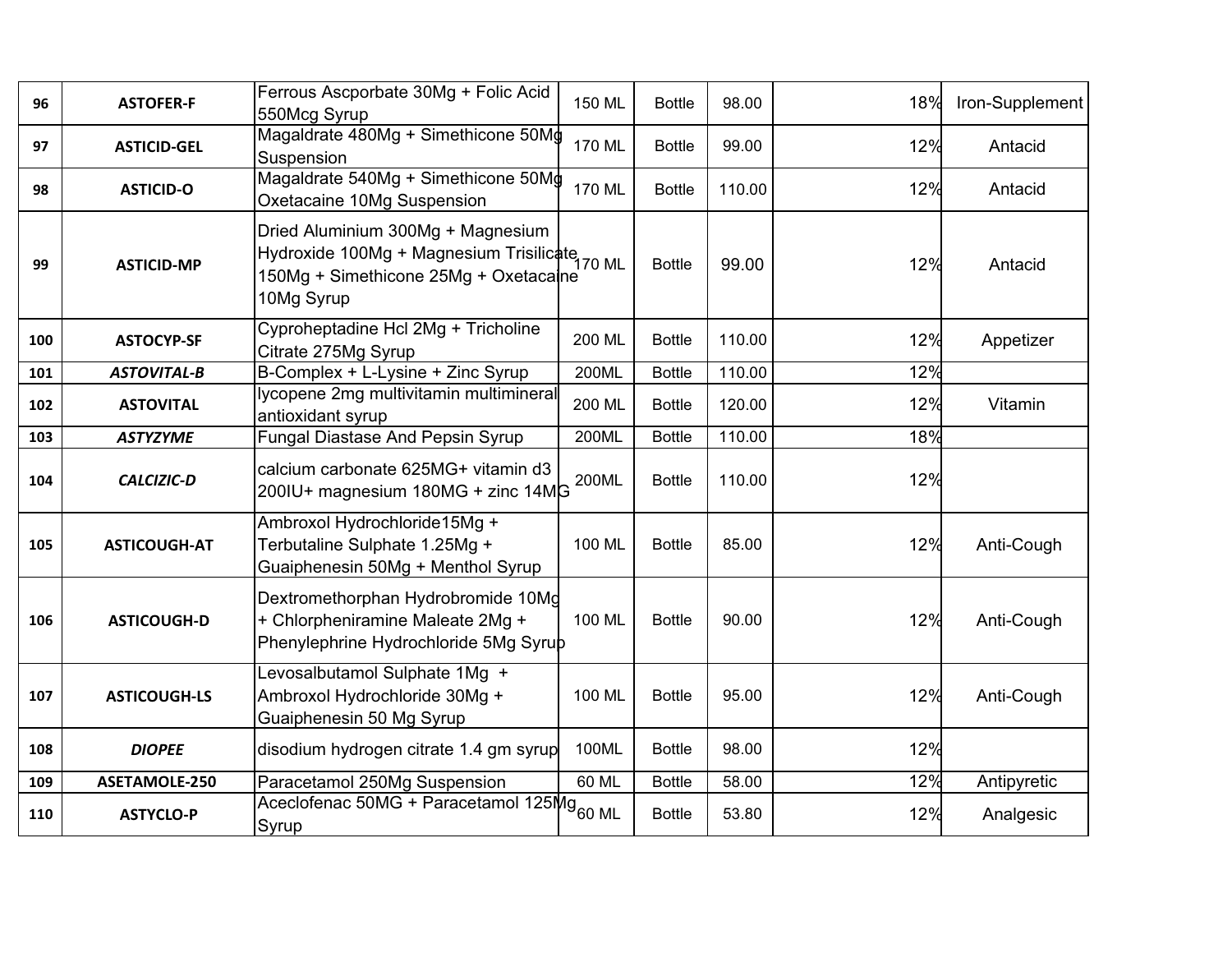| 96 | **ASTOFER-F** | Ferrous Ascporbate 30Mg + Folic Acid 550Mcg Syrup | 150 ML | Bottle | 98.00 | 18% | Iron-Supplement |
|---|---|---|---|---|---|---|---|
| 97 | **ASTICID-GEL** | Magaldrate 480Mg + Simethicone 50Mg Suspension | 170 ML | Bottle | 99.00 | 12% | Antacid |
| 98 | **ASTICID-O** | Magaldrate 540Mg + Simethicone 50Mg Oxetacaine 10Mg Suspension | 170 ML | Bottle | 110.00 | 12% | Antacid |
| 99 | **ASTICID-MP** | Dried Aluminium 300Mg + Magnesium Hydroxide 100Mg + Magnesium Trisilicate 150Mg + Simethicone 25Mg + Oxetacaine 10Mg Syrup | 170 ML | Bottle | 99.00 | 12% | Antacid |
| 100 | **ASTOCYP-SF** | Cyproheptadine Hcl 2Mg + Tricholine Citrate 275Mg Syrup | 200 ML | Bottle | 110.00 | 12% | Appetizer |
| 101 | ***ASTOVITAL-B*** | B-Complex + L-Lysine + Zinc Syrup | 200ML | Bottle | 110.00 | 12% | |
| 102 | **ASTOVITAL** | lycopene 2mg multivitamin multimineral antioxidant syrup | 200 ML | Bottle | 120.00 | 12% | Vitamin |
| 103 | ***ASTYZYME*** | Fungal Diastase And Pepsin Syrup | 200ML | Bottle | 110.00 | 18% | |
| 104 | ***CALCIZIC-D*** | calcium carbonate 625MG+ vitamin d3 200IU+ magnesium 180MG + zinc 14MG | 200ML | Bottle | 110.00 | 12% | |
| 105 | **ASTICOUGH-AT** | Ambroxol Hydrochloride15Mg + Terbutaline Sulphate 1.25Mg + Guaiphenesin 50Mg + Menthol Syrup | 100 ML | Bottle | 85.00 | 12% | Anti-Cough |
| 106 | **ASTICOUGH-D** | Dextromethorphan Hydrobromide 10Mg + Chlorpheniramine Maleate 2Mg + Phenylephrine Hydrochloride 5Mg Syrup | 100 ML | Bottle | 90.00 | 12% | Anti-Cough |
| 107 | **ASTICOUGH-LS** | Levosalbutamol Sulphate 1Mg + Ambroxol Hydrochloride 30Mg + Guaiphenesin 50 Mg Syrup | 100 ML | Bottle | 95.00 | 12% | Anti-Cough |
| 108 | ***DIOPEE*** | disodium hydrogen citrate 1.4 gm syrup | 100ML | Bottle | 98.00 | 12% | |
| 109 | **ASETAMOLE-250** | Paracetamol 250Mg Suspension | 60 ML | Bottle | 58.00 | 12% | Antipyretic |
| 110 | **ASTYCLO-P** | Aceclofenac 50MG + Paracetamol 125Mg Syrup | 60 ML | Bottle | 53.80 | 12% | Analgesic |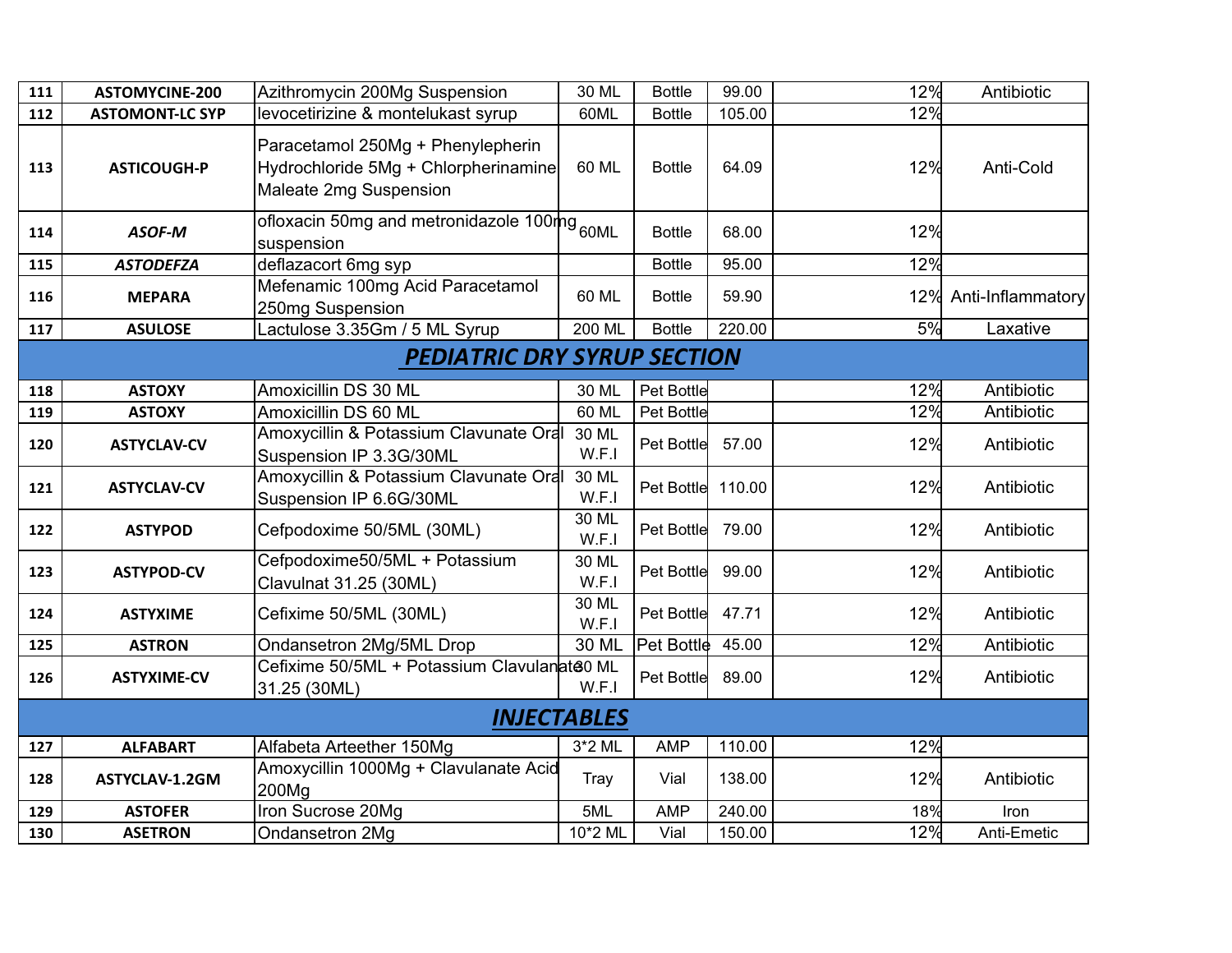| | | | | | | | |
|---|---|---|---|---|---|---|---|
| 111 | **ASTOMYCINE-200** | Azithromycin 200Mg Suspension | 30 ML | Bottle | 99.00 | 12% | Antibiotic |
| 112 | **ASTOMONT-LC SYP** | levocetirizine & montelukast syrup | 60ML | Bottle | 105.00 | 12% | |
| 113 | **ASTICOUGH-P** | Paracetamol 250Mg + Phenylepherin Hydrochloride 5Mg + Chlorpherinamine Maleate 2mg Suspension | 60 ML | Bottle | 64.09 | 12% | Anti-Cold |
| 114 | ***ASOF-M*** | ofloxacin 50mg and metronidazole 100mg suspension | 60ML | Bottle | 68.00 | 12% | |
| 115 | ***ASTODEFZA*** | deflazacort 6mg syp | | Bottle | 95.00 | 12% | |
| 116 | **MEPARA** | Mefenamic 100mg Acid Paracetamol 250mg Suspension | 60 ML | Bottle | 59.90 | 12% | Anti-Inflammatory |
| 117 | **ASULOSE** | Lactulose 3.35Gm / 5 ML Syrup | 200 ML | Bottle | 220.00 | 5% | Laxative |
| | | ***PEDIATRIC DRY SYRUP SECTION*** | | | | | |
| 118 | **ASTOXY** | Amoxicillin DS 30 ML | 30 ML | Pet Bottle | | 12% | Antibiotic |
| 119 | **ASTOXY** | Amoxicillin DS 60 ML | 60 ML | Pet Bottle | | 12% | Antibiotic |
| 120 | **ASTYCLAV-CV** | Amoxycillin & Potassium Clavunate Oral Suspension IP 3.3G/30ML | 30 ML W.F.I | Pet Bottle | 57.00 | 12% | Antibiotic |
| 121 | **ASTYCLAV-CV** | Amoxycillin & Potassium Clavunate Oral Suspension IP 6.6G/30ML | 30 ML W.F.I | Pet Bottle | 110.00 | 12% | Antibiotic |
| 122 | **ASTYPOD** | Cefpodoxime 50/5ML (30ML) | 30 ML W.F.I | Pet Bottle | 79.00 | 12% | Antibiotic |
| 123 | **ASTYPOD-CV** | Cefpodoxime50/5ML + Potassium Clavulnat 31.25 (30ML) | 30 ML W.F.I | Pet Bottle | 99.00 | 12% | Antibiotic |
| 124 | **ASTYXIME** | Cefixime 50/5ML (30ML) | 30 ML W.F.I | Pet Bottle | 47.71 | 12% | Antibiotic |
| 125 | **ASTRON** | Ondansetron 2Mg/5ML Drop | 30 ML | Pet Bottle | 45.00 | 12% | Antibiotic |
| 126 | **ASTYXIME-CV** | Cefixime 50/5ML + Potassium Clavulanate 31.25 (30ML) | 30 ML W.F.I | Pet Bottle | 89.00 | 12% | Antibiotic |
| | | ***INJECTABLES*** | | | | | |
| 127 | **ALFABART** | Alfabeta Arteether 150Mg | 3*2 ML | AMP | 110.00 | 12% | |
| 128 | **ASTYCLAV-1.2GM** | Amoxycillin 1000Mg + Clavulanate Acid 200Mg | Tray | Vial | 138.00 | 12% | Antibiotic |
| 129 | **ASTOFER** | Iron Sucrose 20Mg | 5ML | AMP | 240.00 | 18% | Iron |
| 130 | **ASETRON** | Ondansetron 2Mg | 10*2 ML | Vial | 150.00 | 12% | Anti-Emetic |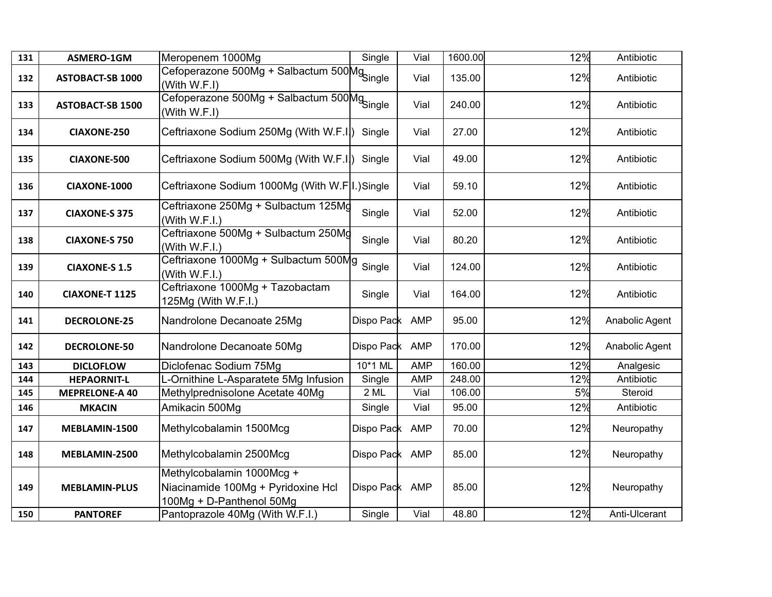| | | | | | | | |
|---|---|---|---|---|---|---|---|
| 131 | ASMERO-1GM | Meropenem 1000Mg | Single | Vial | 1600.00 | 12% | Antibiotic |
| 132 | ASTOBACT-SB 1000 | Cefoperazone 500Mg + Salbactum 500Mg (With W.F.I) | Single | Vial | 135.00 | 12% | Antibiotic |
| 133 | ASTOBACT-SB 1500 | Cefoperazone 500Mg + Salbactum 500Mg (With W.F.I) | Single | Vial | 240.00 | 12% | Antibiotic |
| 134 | CIAXONE-250 | Ceftriaxone Sodium 250Mg (With W.F.I.) | Single | Vial | 27.00 | 12% | Antibiotic |
| 135 | CIAXONE-500 | Ceftriaxone Sodium 500Mg (With W.F.I.) | Single | Vial | 49.00 | 12% | Antibiotic |
| 136 | CIAXONE-1000 | Ceftriaxone Sodium 1000Mg (With W.F.I.) | Single | Vial | 59.10 | 12% | Antibiotic |
| 137 | CIAXONE-S 375 | Ceftriaxone 250Mg + Sulbactum 125Mg (With W.F.I.) | Single | Vial | 52.00 | 12% | Antibiotic |
| 138 | CIAXONE-S 750 | Ceftriaxone 500Mg + Sulbactum 250Mg (With W.F.I.) | Single | Vial | 80.20 | 12% | Antibiotic |
| 139 | CIAXONE-S 1.5 | Ceftriaxone 1000Mg + Sulbactum 500Mg (With W.F.I.) | Single | Vial | 124.00 | 12% | Antibiotic |
| 140 | CIAXONE-T 1125 | Ceftriaxone 1000Mg + Tazobactam 125Mg (With W.F.I.) | Single | Vial | 164.00 | 12% | Antibiotic |
| 141 | DECROLONE-25 | Nandrolone Decanoate 25Mg | Dispo Pack | AMP | 95.00 | 12% | Anabolic Agent |
| 142 | DECROLONE-50 | Nandrolone Decanoate 50Mg | Dispo Pack | AMP | 170.00 | 12% | Anabolic Agent |
| 143 | DICLOFLOW | Diclofenac Sodium 75Mg | 10*1 ML | AMP | 160.00 | 12% | Analgesic |
| 144 | HEPAORNIT-L | L-Ornithine L-Asparatete 5Mg Infusion | Single | AMP | 248.00 | 12% | Antibiotic |
| 145 | MEPRELONE-A 40 | Methylprednisolone Acetate 40Mg | 2 ML | Vial | 106.00 | 5% | Steroid |
| 146 | MKACIN | Amikacin 500Mg | Single | Vial | 95.00 | 12% | Antibiotic |
| 147 | MEBLAMIN-1500 | Methylcobalamin 1500Mcg | Dispo Pack | AMP | 70.00 | 12% | Neuropathy |
| 148 | MEBLAMIN-2500 | Methylcobalamin 2500Mcg | Dispo Pack | AMP | 85.00 | 12% | Neuropathy |
| 149 | MEBLAMIN-PLUS | Methylcobalamin 1000Mcg + Niacinamide 100Mg + Pyridoxine Hcl 100Mg + D-Panthenol 50Mg | Dispo Pack | AMP | 85.00 | 12% | Neuropathy |
| 150 | PANTOREF | Pantoprazole 40Mg (With W.F.I.) | Single | Vial | 48.80 | 12% | Anti-Ulcerant |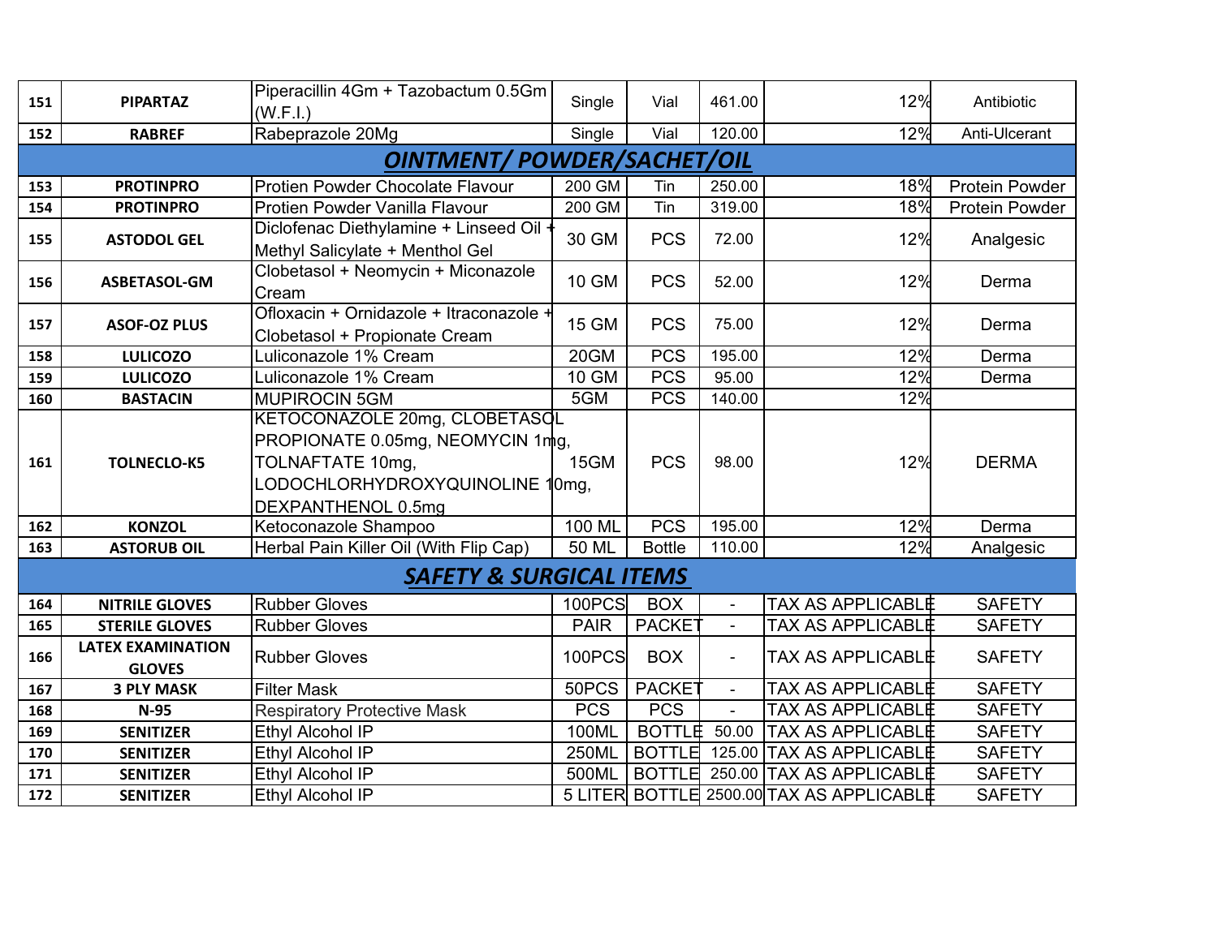| | | | | | | | |
|---|---|---|---|---|---|---|---|
| 151 | **PIPARTAZ** | Piperacillin 4Gm + Tazobactum 0.5Gm (W.F.I.) | Single | Vial | 461.00 | 12% | Antibiotic |
| 152 | **RABREF** | Rabeprazole 20Mg | Single | Vial | 120.00 | 12% | Anti-Ulcerant |
| | | ***OINTMENT/ POWDER/SACHET/OIL*** | | | | | |
| 153 | **PROTINPRO** | Protien Powder Chocolate Flavour | 200 GM | Tin | 250.00 | 18% | Protein Powder |
| 154 | **PROTINPRO** | Protien Powder Vanilla Flavour | 200 GM | Tin | 319.00 | 18% | Protein Powder |
| 155 | **ASTODOL GEL** | Diclofenac Diethylamine + Linseed Oil + Methyl Salicylate + Menthol Gel | 30 GM | PCS | 72.00 | 12% | Analgesic |
| 156 | **ASBETASOL-GM** | Clobetasol + Neomycin + Miconazole Cream | 10 GM | PCS | 52.00 | 12% | Derma |
| 157 | **ASOF-OZ PLUS** | Ofloxacin + Ornidazole + Itraconazole + Clobetasol + Propionate Cream | 15 GM | PCS | 75.00 | 12% | Derma |
| 158 | **LULICOZO** | Luliconazole 1% Cream | 20GM | PCS | 195.00 | 12% | Derma |
| 159 | **LULICOZO** | Luliconazole 1% Cream | 10 GM | PCS | 95.00 | 12% | Derma |
| 160 | **BASTACIN** | MUPIROCIN 5GM | 5GM | PCS | 140.00 | 12% | |
| 161 | **TOLNECLO-K5** | KETOCONAZOLE 20mg, CLOBETASOL PROPIONATE 0.05mg, NEOMYCIN 1mg, TOLNAFTATE 10mg, LODOCHLORHYDROXYQUINOLINE 10mg, DEXPANTHENOL 0.5mg | 15GM | PCS | 98.00 | 12% | DERMA |
| 162 | **KONZOL** | Ketoconazole Shampoo | 100 ML | PCS | 195.00 | 12% | Derma |
| 163 | **ASTORUB OIL** | Herbal Pain Killer Oil (With Flip Cap) | 50 ML | Bottle | 110.00 | 12% | Analgesic |
| | | ***SAFETY & SURGICAL ITEMS*** | | | | | |
| 164 | **NITRILE GLOVES** | Rubber Gloves | 100PCS | BOX | - | TAX AS APPLICABLE | SAFETY |
| 165 | **STERILE GLOVES** | Rubber Gloves | PAIR | PACKET | - | TAX AS APPLICABLE | SAFETY |
| 166 | **LATEX EXAMINATION GLOVES** | Rubber Gloves | 100PCS | BOX | - | TAX AS APPLICABLE | SAFETY |
| 167 | **3 PLY MASK** | Filter Mask | 50PCS | PACKET | - | TAX AS APPLICABLE | SAFETY |
| 168 | **N-95** | Respiratory Protective Mask | PCS | PCS | - | TAX AS APPLICABLE | SAFETY |
| 169 | **SENITIZER** | Ethyl Alcohol IP | 100ML | BOTTLE | 50.00 | TAX AS APPLICABLE | SAFETY |
| 170 | **SENITIZER** | Ethyl Alcohol IP | 250ML | BOTTLE | 125.00 | TAX AS APPLICABLE | SAFETY |
| 171 | **SENITIZER** | Ethyl Alcohol IP | 500ML | BOTTLE | 250.00 | TAX AS APPLICABLE | SAFETY |
| 172 | **SENITIZER** | Ethyl Alcohol IP | 5 LITER | BOTTLE | 2500.00 | TAX AS APPLICABLE | SAFETY |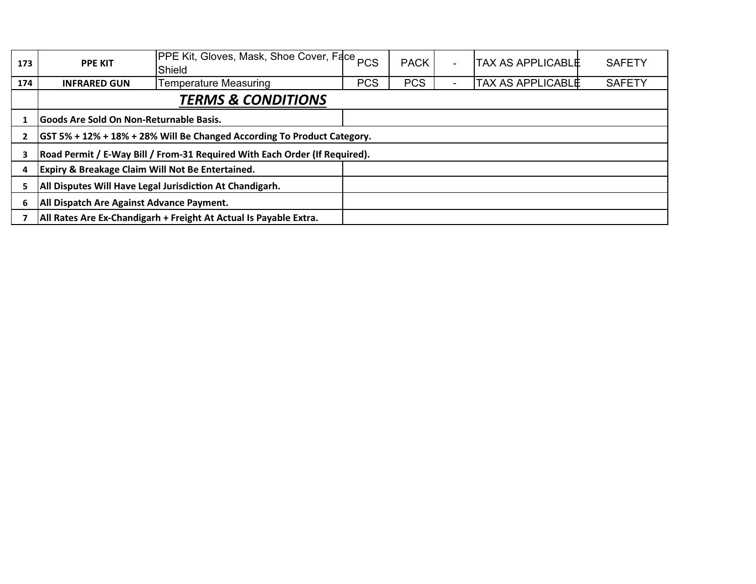| | | | | | | | |
|---|---|---|---|---|---|---|---|
| 173 | PPE KIT | PPE Kit, Gloves, Mask, Shoe Cover, Face Shield | PCS | PACK | - | TAX AS APPLICABLE | SAFETY |
| 174 | INFRARED GUN | Temperature Measuring | PCS | PCS | - | TAX AS APPLICABLE | SAFETY |

## ***TERMS & CONDITIONS***

| | |
|---|---|
| 1 | **Goods Are Sold On Non-Returnable Basis.** |
| 2 | **GST 5% + 12% + 18% + 28% Will Be Changed According To Product Category.** |
| 3 | **Road Permit / E-Way Bill / From-31 Required With Each Order (If Required).** |
| 4 | **Expiry & Breakage Claim Will Not Be Entertained.** |
| 5 | **All Disputes Will Have Legal Jurisdiction At Chandigarh.** |
| 6 | **All Dispatch Are Against Advance Payment.** |
| 7 | **All Rates Are Ex-Chandigarh + Freight At Actual Is Payable Extra.** |